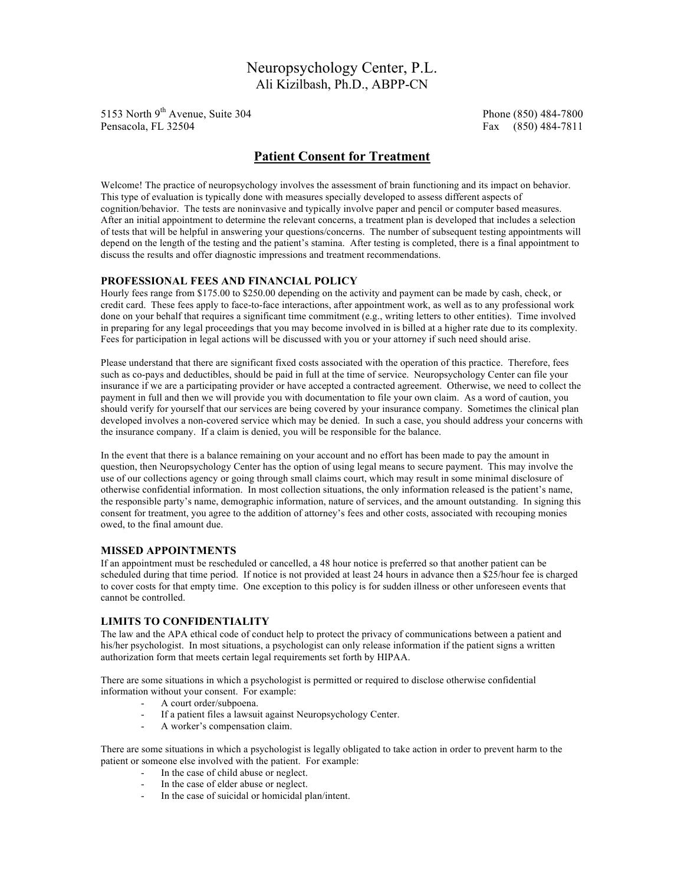# Neuropsychology Center, P.L.

Ali Kizilbash, Ph.D., ABPP-CN

5153 North 9th Avenue, Suite 304
Pensacola, FL 32504

Phone (850) 484-7800
Fax (850) 484-7811

## Patient Consent for Treatment

Welcome! The practice of neuropsychology involves the assessment of brain functioning and its impact on behavior. This type of evaluation is typically done with measures specially developed to assess different aspects of cognition/behavior. The tests are noninvasive and typically involve paper and pencil or computer based measures. After an initial appointment to determine the relevant concerns, a treatment plan is developed that includes a selection of tests that will be helpful in answering your questions/concerns. The number of subsequent testing appointments will depend on the length of the testing and the patient's stamina. After testing is completed, there is a final appointment to discuss the results and offer diagnostic impressions and treatment recommendations.

### PROFESSIONAL FEES AND FINANCIAL POLICY

Hourly fees range from $175.00 to $250.00 depending on the activity and payment can be made by cash, check, or credit card. These fees apply to face-to-face interactions, after appointment work, as well as to any professional work done on your behalf that requires a significant time commitment (e.g., writing letters to other entities). Time involved in preparing for any legal proceedings that you may become involved in is billed at a higher rate due to its complexity. Fees for participation in legal actions will be discussed with you or your attorney if such need should arise.

Please understand that there are significant fixed costs associated with the operation of this practice. Therefore, fees such as co-pays and deductibles, should be paid in full at the time of service. Neuropsychology Center can file your insurance if we are a participating provider or have accepted a contracted agreement. Otherwise, we need to collect the payment in full and then we will provide you with documentation to file your own claim. As a word of caution, you should verify for yourself that our services are being covered by your insurance company. Sometimes the clinical plan developed involves a non-covered service which may be denied. In such a case, you should address your concerns with the insurance company. If a claim is denied, you will be responsible for the balance.

In the event that there is a balance remaining on your account and no effort has been made to pay the amount in question, then Neuropsychology Center has the option of using legal means to secure payment. This may involve the use of our collections agency or going through small claims court, which may result in some minimal disclosure of otherwise confidential information. In most collection situations, the only information released is the patient's name, the responsible party's name, demographic information, nature of services, and the amount outstanding. In signing this consent for treatment, you agree to the addition of attorney's fees and other costs, associated with recouping monies owed, to the final amount due.

### MISSED APPOINTMENTS

If an appointment must be rescheduled or cancelled, a 48 hour notice is preferred so that another patient can be scheduled during that time period. If notice is not provided at least 24 hours in advance then a $25/hour fee is charged to cover costs for that empty time. One exception to this policy is for sudden illness or other unforeseen events that cannot be controlled.

### LIMITS TO CONFIDENTIALITY

The law and the APA ethical code of conduct help to protect the privacy of communications between a patient and his/her psychologist. In most situations, a psychologist can only release information if the patient signs a written authorization form that meets certain legal requirements set forth by HIPAA.

There are some situations in which a psychologist is permitted or required to disclose otherwise confidential information without your consent. For example:

- A court order/subpoena.
- If a patient files a lawsuit against Neuropsychology Center.
- A worker's compensation claim.

There are some situations in which a psychologist is legally obligated to take action in order to prevent harm to the patient or someone else involved with the patient. For example:

- In the case of child abuse or neglect.
- In the case of elder abuse or neglect.
- In the case of suicidal or homicidal plan/intent.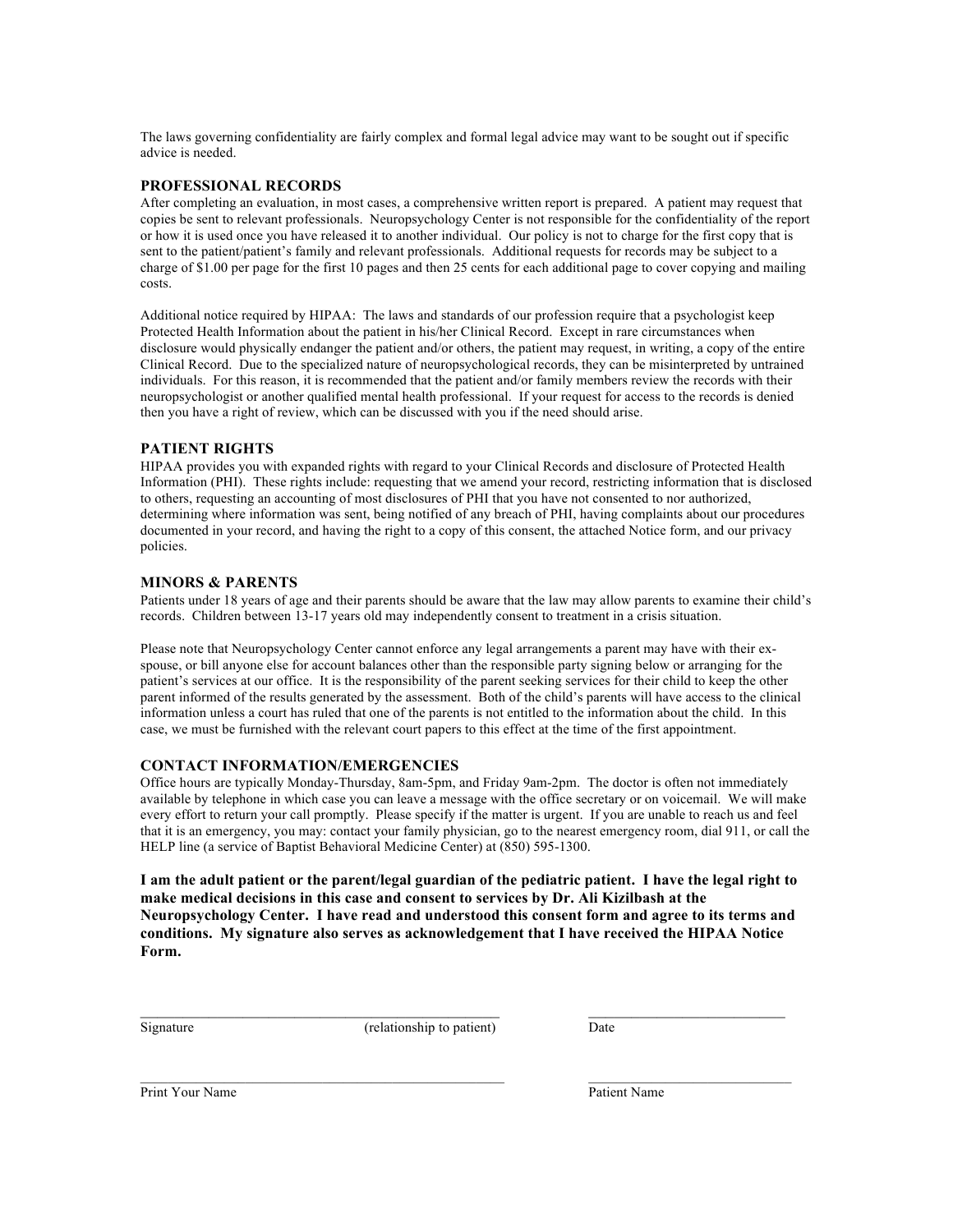The laws governing confidentiality are fairly complex and formal legal advice may want to be sought out if specific advice is needed.

### PROFESSIONAL RECORDS

After completing an evaluation, in most cases, a comprehensive written report is prepared. A patient may request that copies be sent to relevant professionals. Neuropsychology Center is not responsible for the confidentiality of the report or how it is used once you have released it to another individual. Our policy is not to charge for the first copy that is sent to the patient/patient's family and relevant professionals. Additional requests for records may be subject to a charge of $1.00 per page for the first 10 pages and then 25 cents for each additional page to cover copying and mailing costs.

Additional notice required by HIPAA: The laws and standards of our profession require that a psychologist keep Protected Health Information about the patient in his/her Clinical Record. Except in rare circumstances when disclosure would physically endanger the patient and/or others, the patient may request, in writing, a copy of the entire Clinical Record. Due to the specialized nature of neuropsychological records, they can be misinterpreted by untrained individuals. For this reason, it is recommended that the patient and/or family members review the records with their neuropsychologist or another qualified mental health professional. If your request for access to the records is denied then you have a right of review, which can be discussed with you if the need should arise.

### PATIENT RIGHTS

HIPAA provides you with expanded rights with regard to your Clinical Records and disclosure of Protected Health Information (PHI). These rights include: requesting that we amend your record, restricting information that is disclosed to others, requesting an accounting of most disclosures of PHI that you have not consented to nor authorized, determining where information was sent, being notified of any breach of PHI, having complaints about our procedures documented in your record, and having the right to a copy of this consent, the attached Notice form, and our privacy policies.

### MINORS & PARENTS

Patients under 18 years of age and their parents should be aware that the law may allow parents to examine their child's records. Children between 13-17 years old may independently consent to treatment in a crisis situation.

Please note that Neuropsychology Center cannot enforce any legal arrangements a parent may have with their ex-spouse, or bill anyone else for account balances other than the responsible party signing below or arranging for the patient's services at our office. It is the responsibility of the parent seeking services for their child to keep the other parent informed of the results generated by the assessment. Both of the child's parents will have access to the clinical information unless a court has ruled that one of the parents is not entitled to the information about the child. In this case, we must be furnished with the relevant court papers to this effect at the time of the first appointment.

### CONTACT INFORMATION/EMERGENCIES

Office hours are typically Monday-Thursday, 8am-5pm, and Friday 9am-2pm. The doctor is often not immediately available by telephone in which case you can leave a message with the office secretary or on voicemail. We will make every effort to return your call promptly. Please specify if the matter is urgent. If you are unable to reach us and feel that it is an emergency, you may: contact your family physician, go to the nearest emergency room, dial 911, or call the HELP line (a service of Baptist Behavioral Medicine Center) at (850) 595-1300.

**I am the adult patient or the parent/legal guardian of the pediatric patient. I have the legal right to make medical decisions in this case and consent to services by Dr. Ali Kizilbash at the Neuropsychology Center. I have read and understood this consent form and agree to its terms and conditions. My signature also serves as acknowledgement that I have received the HIPAA Notice Form.**

\_\_\_\_\_\_\_\_\_\_\_\_\_\_\_\_\_\_\_\_\_\_\_\_\_\_\_\_\_\_\_\_\_\_\_\_\_\_\_\_\_\_\_\_\_\_\_\_ \_\_\_\_\_\_\_\_\_\_\_\_\_\_\_\_\_\_\_\_\_\_\_\_\_\_\_\_

Signature (relationship to patient) Date

\_\_\_\_\_\_\_\_\_\_\_\_\_\_\_\_\_\_\_\_\_\_\_\_\_\_\_\_\_\_\_\_\_\_\_\_\_\_\_\_\_\_\_\_\_\_\_\_ \_\_\_\_\_\_\_\_\_\_\_\_\_\_\_\_\_\_\_\_\_\_\_\_\_\_\_\_

Print Your Name Patient Name